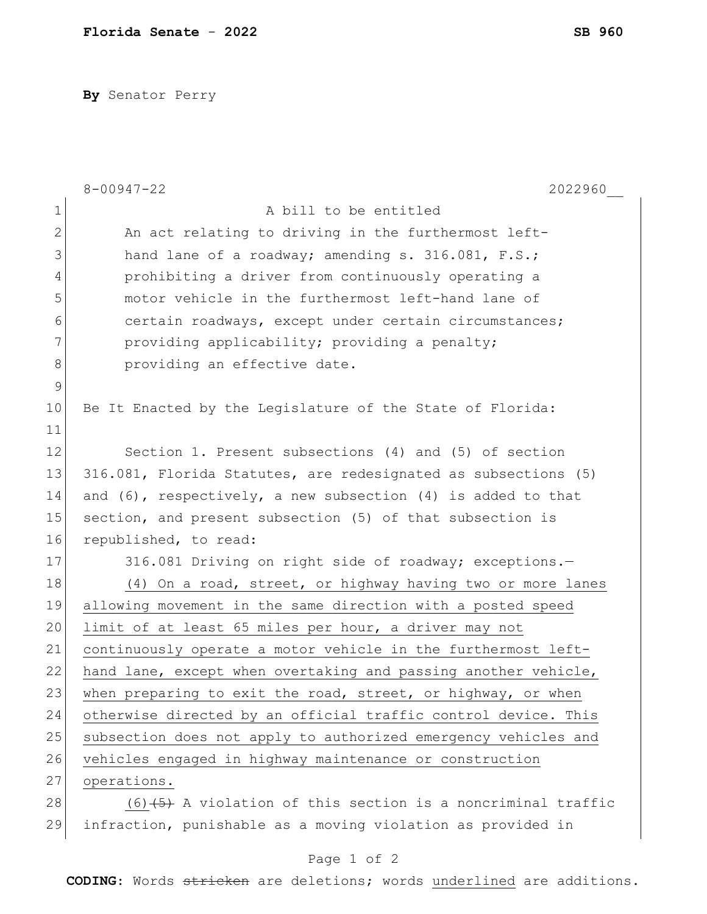**Florida Senate** - **2022** **SB 960**

**By** Senator Perry

8-00947-22 2022960__

A bill to be entitled

An act relating to driving in the furthermost left-hand lane of a roadway; amending s. 316.081, F.S.; prohibiting a driver from continuously operating a motor vehicle in the furthermost left-hand lane of certain roadways, except under certain circumstances; providing applicability; providing a penalty; providing an effective date.

Be It Enacted by the Legislature of the State of Florida:

Section 1. Present subsections (4) and (5) of section 316.081, Florida Statutes, are redesignated as subsections (5) and (6), respectively, a new subsection (4) is added to that section, and present subsection (5) of that subsection is republished, to read:

316.081 Driving on right side of roadway; exceptions.—

<u>(4) On a road, street, or highway having two or more lanes allowing movement in the same direction with a posted speed limit of at least 65 miles per hour, a driver may not continuously operate a motor vehicle in the furthermost left-hand lane, except when overtaking and passing another vehicle, when preparing to exit the road, street, or highway, or when otherwise directed by an official traffic control device. This subsection does not apply to authorized emergency vehicles and vehicles engaged in highway maintenance or construction operations.</u>

<u>(6)</u>~~(5)~~ A violation of this section is a noncriminal traffic infraction, punishable as a moving violation as provided in

**CODING:** Words ~~stricken~~ are deletions; words <u>underlined</u> are additions.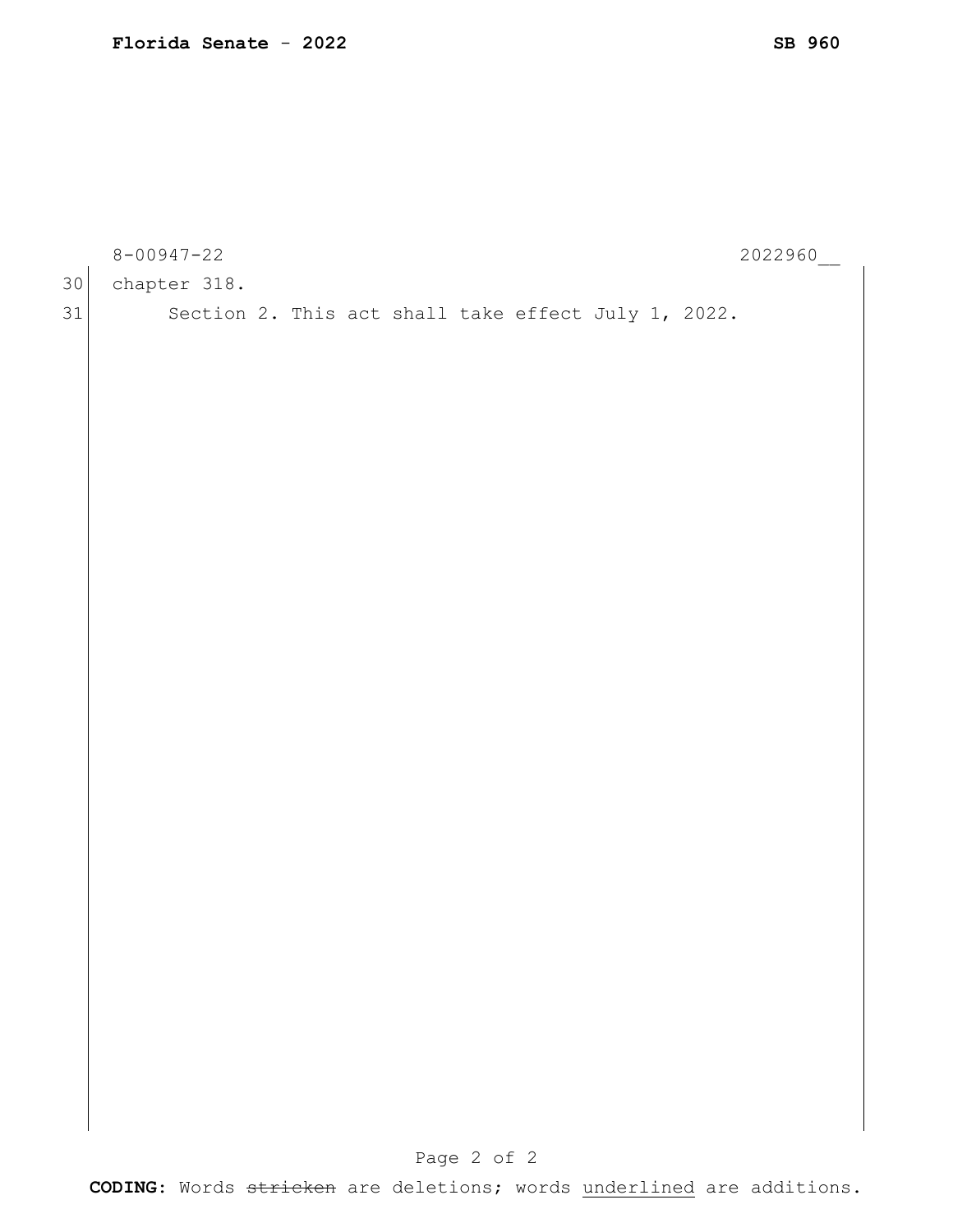8-00947-22 2022960__

30 chapter 318.

31 Section 2. This act shall take effect July 1, 2022.

**CODING:** Words ~~stricken~~ are deletions; words <u>underlined</u> are additions.